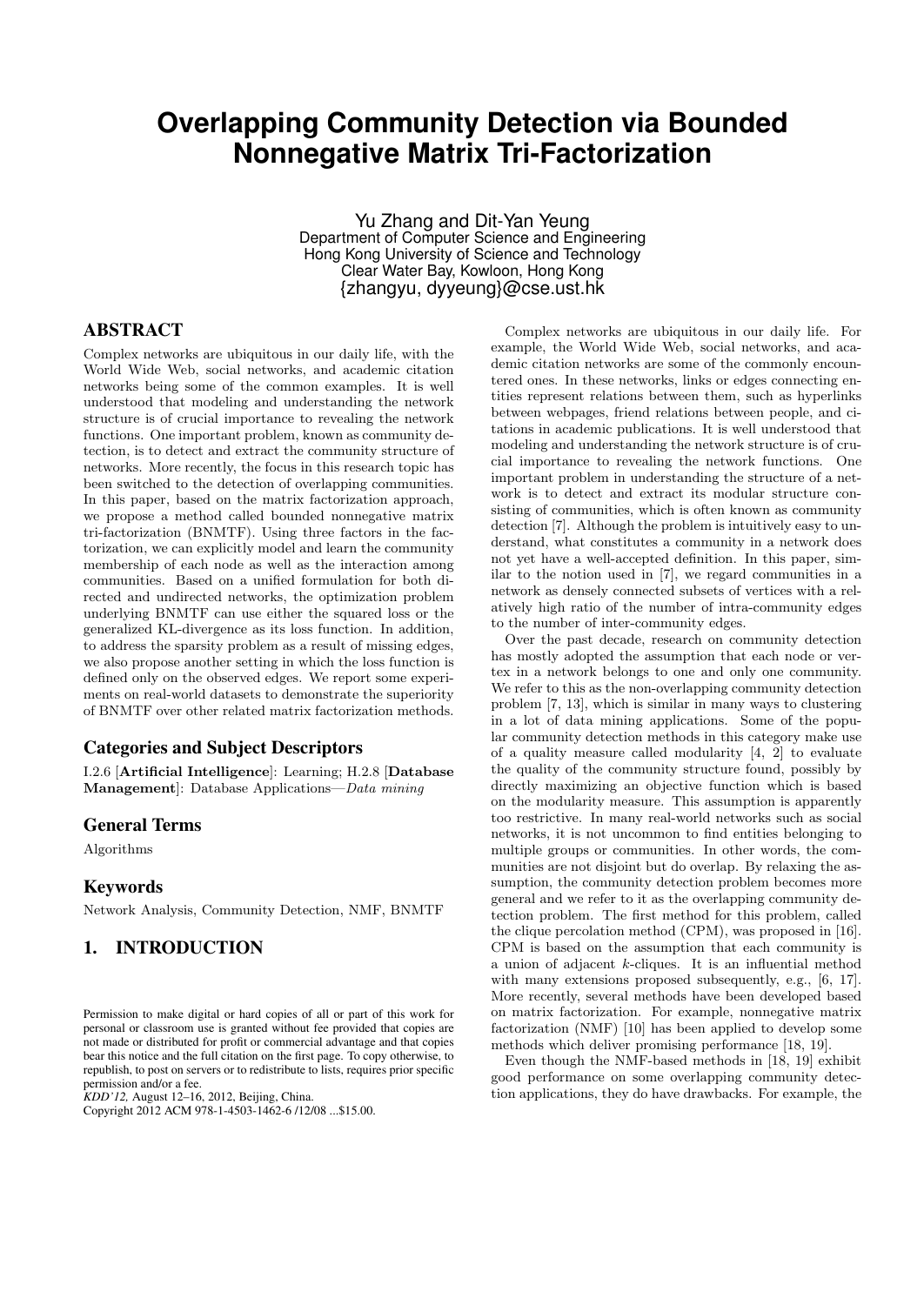# Overlapping Community Detection via Bounded Nonnegative Matrix Tri-Factorization

Yu Zhang and Dit-Yan Yeung
Department of Computer Science and Engineering
Hong Kong University of Science and Technology
Clear Water Bay, Kowloon, Hong Kong
{zhangyu, dyyeung}@cse.ust.hk

## ABSTRACT

Complex networks are ubiquitous in our daily life, with the World Wide Web, social networks, and academic citation networks being some of the common examples. It is well understood that modeling and understanding the network structure is of crucial importance to revealing the network functions. One important problem, known as community detection, is to detect and extract the community structure of networks. More recently, the focus in this research topic has been switched to the detection of overlapping communities. In this paper, based on the matrix factorization approach, we propose a method called bounded nonnegative matrix tri-factorization (BNMTF). Using three factors in the factorization, we can explicitly model and learn the community membership of each node as well as the interaction among communities. Based on a unified formulation for both directed and undirected networks, the optimization problem underlying BNMTF can use either the squared loss or the generalized KL-divergence as its loss function. In addition, to address the sparsity problem as a result of missing edges, we also propose another setting in which the loss function is defined only on the observed edges. We report some experiments on real-world datasets to demonstrate the superiority of BNMTF over other related matrix factorization methods.

### Categories and Subject Descriptors

I.2.6 [**Artificial Intelligence**]: Learning; H.2.8 [**Database Management**]: Database Applications—*Data mining*

### General Terms

Algorithms

### Keywords

Network Analysis, Community Detection, NMF, BNMTF

## 1. INTRODUCTION

Complex networks are ubiquitous in our daily life. For example, the World Wide Web, social networks, and academic citation networks are some of the commonly encountered ones. In these networks, links or edges connecting entities represent relations between them, such as hyperlinks between webpages, friend relations between people, and citations in academic publications. It is well understood that modeling and understanding the network structure is of crucial importance to revealing the network functions. One important problem in understanding the structure of a network is to detect and extract its modular structure consisting of communities, which is often known as community detection [7]. Although the problem is intuitively easy to understand, what constitutes a community in a network does not yet have a well-accepted definition. In this paper, similar to the notion used in [7], we regard communities in a network as densely connected subsets of vertices with a relatively high ratio of the number of intra-community edges to the number of inter-community edges.

Over the past decade, research on community detection has mostly adopted the assumption that each node or vertex in a network belongs to one and only one community. We refer to this as the non-overlapping community detection problem [7, 13], which is similar in many ways to clustering in a lot of data mining applications. Some of the popular community detection methods in this category make use of a quality measure called modularity [4, 2] to evaluate the quality of the community structure found, possibly by directly maximizing an objective function which is based on the modularity measure. This assumption is apparently too restrictive. In many real-world networks such as social networks, it is not uncommon to find entities belonging to multiple groups or communities. In other words, the communities are not disjoint but do overlap. By relaxing the assumption, the community detection problem becomes more general and we refer to it as the overlapping community detection problem. The first method for this problem, called the clique percolation method (CPM), was proposed in [16]. CPM is based on the assumption that each community is a union of adjacent $k$-cliques. It is an influential method with many extensions proposed subsequently, e.g., [6, 17]. More recently, several methods have been developed based on matrix factorization. For example, nonnegative matrix factorization (NMF) [10] has been applied to develop some methods which deliver promising performance [18, 19].

Even though the NMF-based methods in [18, 19] exhibit good performance on some overlapping community detection applications, they do have drawbacks. For example, the

Permission to make digital or hard copies of all or part of this work for personal or classroom use is granted without fee provided that copies are not made or distributed for profit or commercial advantage and that copies bear this notice and the full citation on the first page. To copy otherwise, to republish, to post on servers or to redistribute to lists, requires prior specific permission and/or a fee.
*KDD'12,* August 12–16, 2012, Beijing, China.
Copyright 2012 ACM 978-1-4503-1462-6 /12/08 ...$15.00.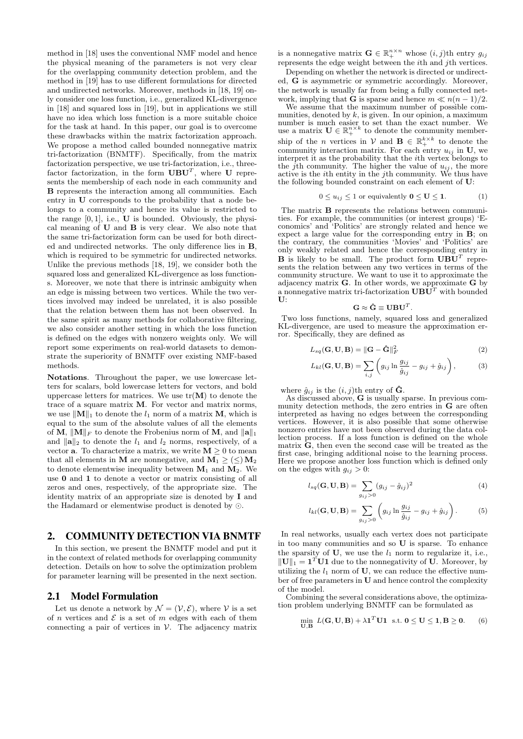method in [18] uses the conventional NMF model and hence the physical meaning of the parameters is not very clear for the overlapping community detection problem, and the method in [19] has to use different formulations for directed and undirected networks. Moreover, methods in [18, 19] only consider one loss function, i.e., generalized KL-divergence in [18] and squared loss in [19], but in applications we still have no idea which loss function is a more suitable choice for the task at hand. In this paper, our goal is to overcome these drawbacks within the matrix factorization approach. We propose a method called bounded nonnegative matrix tri-factorization (BNMTF). Specifically, from the matrix factorization perspective, we use tri-factorization, i.e., three-factor factorization, in the form $\mathbf{UBU}^T$, where $\mathbf{U}$ represents the membership of each node in each community and $\mathbf{B}$ represents the interaction among all communities. Each entry in $\mathbf{U}$ corresponds to the probability that a node belongs to a community and hence its value is restricted to the range $[0, 1]$, i.e., $\mathbf{U}$ is bounded. Obviously, the physical meaning of $\mathbf{U}$ and $\mathbf{B}$ is very clear. We also note that the same tri-factorization form can be used for both directed and undirected networks. The only difference lies in $\mathbf{B}$, which is required to be symmetric for undirected networks. Unlike the previous methods [18, 19], we consider both the squared loss and generalized KL-divergence as loss functions. Moreover, we note that there is intrinsic ambiguity when an edge is missing between two vertices. While the two vertices involved may indeed be unrelated, it is also possible that the relation between them has not been observed. In the same spirit as many methods for collaborative filtering, we also consider another setting in which the loss function is defined on the edges with nonzero weights only. We will report some experiments on real-world datasets to demonstrate the superiority of BNMTF over existing NMF-based methods.

**Notations**. Throughout the paper, we use lowercase letters for scalars, bold lowercase letters for vectors, and bold uppercase letters for matrices. We use $\text{tr}(\mathbf{M})$ to denote the trace of a square matrix $\mathbf{M}$. For vector and matrix norms, we use $\|\mathbf{M}\|_1$ to denote the $l_1$ norm of a matrix $\mathbf{M}$, which is equal to the sum of the absolute values of all the elements of $\mathbf{M}$, $\|\mathbf{M}\|_F$ to denote the Frobenius norm of $\mathbf{M}$, and $\|\mathbf{a}\|_1$ and $\|\mathbf{a}\|_2$ to denote the $l_1$ and $l_2$ norms, respectively, of a vector $\mathbf{a}$. To characterize a matrix, we write $\mathbf{M} \geq 0$ to mean that all elements in $\mathbf{M}$ are nonnegative, and $\mathbf{M}_1 \geq (\leq) \mathbf{M}_2$ to denote elementwise inequality between $\mathbf{M}_1$ and $\mathbf{M}_2$. We use $\mathbf{0}$ and $\mathbf{1}$ to denote a vector or matrix consisting of all zeros and ones, respectively, of the appropriate size. The identity matrix of an appropriate size is denoted by $\mathbf{I}$ and the Hadamard or elementwise product is denoted by $\odot$.

## 2. COMMUNITY DETECTION VIA BNMTF

In this section, we present the BNMTF model and put it in the context of related methods for overlapping community detection. Details on how to solve the optimization problem for parameter learning will be presented in the next section.

### 2.1 Model Formulation

Let us denote a network by $\mathcal{N} = (\mathcal{V}, \mathcal{E})$, where $\mathcal{V}$ is a set of $n$ vertices and $\mathcal{E}$ is a set of $m$ edges with each of them connecting a pair of vertices in $\mathcal{V}$. The adjacency matrix is a nonnegative matrix $\mathbf{G} \in \mathbb{R}_+^{n\times n}$ whose $(i, j)$th entry $g_{ij}$ represents the edge weight between the $i$th and $j$th vertices.

Depending on whether the network is directed or undirected, $\mathbf{G}$ is asymmetric or symmetric accordingly. Moreover, the network is usually far from being a fully connected network, implying that $\mathbf{G}$ is sparse and hence $m \ll n(n-1)/2$.

We assume that the maximum number of possible communities, denoted by $k$, is given. In our opinion, a maximum number is much easier to set than the exact number. We use a matrix $\mathbf{U} \in \mathbb{R}_+^{n\times k}$ to denote the community membership of the $n$ vertices in $\mathcal{V}$ and $\mathbf{B} \in \mathbb{R}_+^{k\times k}$ to denote the community interaction matrix. For each entry $u_{ij}$ in $\mathbf{U}$, we interpret it as the probability that the $i$th vertex belongs to the $j$th community. The higher the value of $u_{ij}$, the more active is the $i$th entity in the $j$th community. We thus have the following bounded constraint on each element of $\mathbf{U}$:

$$0 \leq u_{ij} \leq 1 \text{ or equivalently } \mathbf{0} \leq \mathbf{U} \leq \mathbf{1}. \tag{1}$$

The matrix $\mathbf{B}$ represents the relations between communities. For example, the communities (or interest groups) 'Economics' and 'Politics' are strongly related and hence we expect a large value for the corresponding entry in $\mathbf{B}$; on the contrary, the communities 'Movies' and 'Politics' are only weakly related and hence the corresponding entry in $\mathbf{B}$ is likely to be small. The product form $\mathbf{UBU}^T$ represents the relation between any two vertices in terms of the community structure. We want to use it to approximate the adjacency matrix $\mathbf{G}$. In other words, we approximate $\mathbf{G}$ by a nonnegative matrix tri-factorization $\mathbf{UBU}^T$ with bounded $\mathbf{U}$:

$$\mathbf{G} \approx \hat{\mathbf{G}} \equiv \mathbf{UBU}^T.$$

Two loss functions, namely, squared loss and generalized KL-divergence, are used to measure the approximation error. Specifically, they are defined as

$$L_{sq}(\mathbf{G}, \mathbf{U}, \mathbf{B}) = \|\mathbf{G} - \hat{\mathbf{G}}\|_F^2 \tag{2}$$

$$L_{kl}(\mathbf{G}, \mathbf{U}, \mathbf{B}) = \sum_{i,j} \left( g_{ij} \ln \frac{g_{ij}}{\hat{g}_{ij}} - g_{ij} + \hat{g}_{ij} \right), \tag{3}$$

where $\hat{g}_{ij}$ is the $(i, j)$th entry of $\hat{\mathbf{G}}$.

As discussed above, $\mathbf{G}$ is usually sparse. In previous community detection methods, the zero entries in $\mathbf{G}$ are often interpreted as having no edges between the corresponding vertices. However, it is also possible that some otherwise nonzero entries have not been observed during the data collection process. If a loss function is defined on the whole matrix $\mathbf{G}$, then even the second case will be treated as the first case, bringing additional noise to the learning process. Here we propose another loss function which is defined only on the edges with $g_{ij} > 0$:

$$l_{sq}(\mathbf{G}, \mathbf{U}, \mathbf{B}) = \sum_{g_{ij}>0} (g_{ij} - \hat{g}_{ij})^2 \tag{4}$$

$$l_{kl}(\mathbf{G}, \mathbf{U}, \mathbf{B}) = \sum_{g_{ij}>0} \left( g_{ij} \ln \frac{g_{ij}}{\hat{g}_{ij}} - g_{ij} + \hat{g}_{ij} \right). \tag{5}$$

In real networks, usually each vertex does not participate in too many communities and so $\mathbf{U}$ is sparse. To enhance the sparsity of $\mathbf{U}$, we use the $l_1$ norm to regularize it, i.e., $\|\mathbf{U}\|_1 = \mathbf{1}^T\mathbf{U}\mathbf{1}$ due to the nonnegativity of $\mathbf{U}$. Moreover, by utilizing the $l_1$ norm of $\mathbf{U}$, we can reduce the effective number of free parameters in $\mathbf{U}$ and hence control the complexity of the model.

Combining the several considerations above, the optimization problem underlying BNMTF can be formulated as

$$\min_{\mathbf{U},\mathbf{B}} \; L(\mathbf{G}, \mathbf{U}, \mathbf{B}) + \lambda \mathbf{1}^T\mathbf{U}\mathbf{1} \;\; \text{s.t. } \mathbf{0} \leq \mathbf{U} \leq \mathbf{1}, \mathbf{B} \geq \mathbf{0}. \tag{6}$$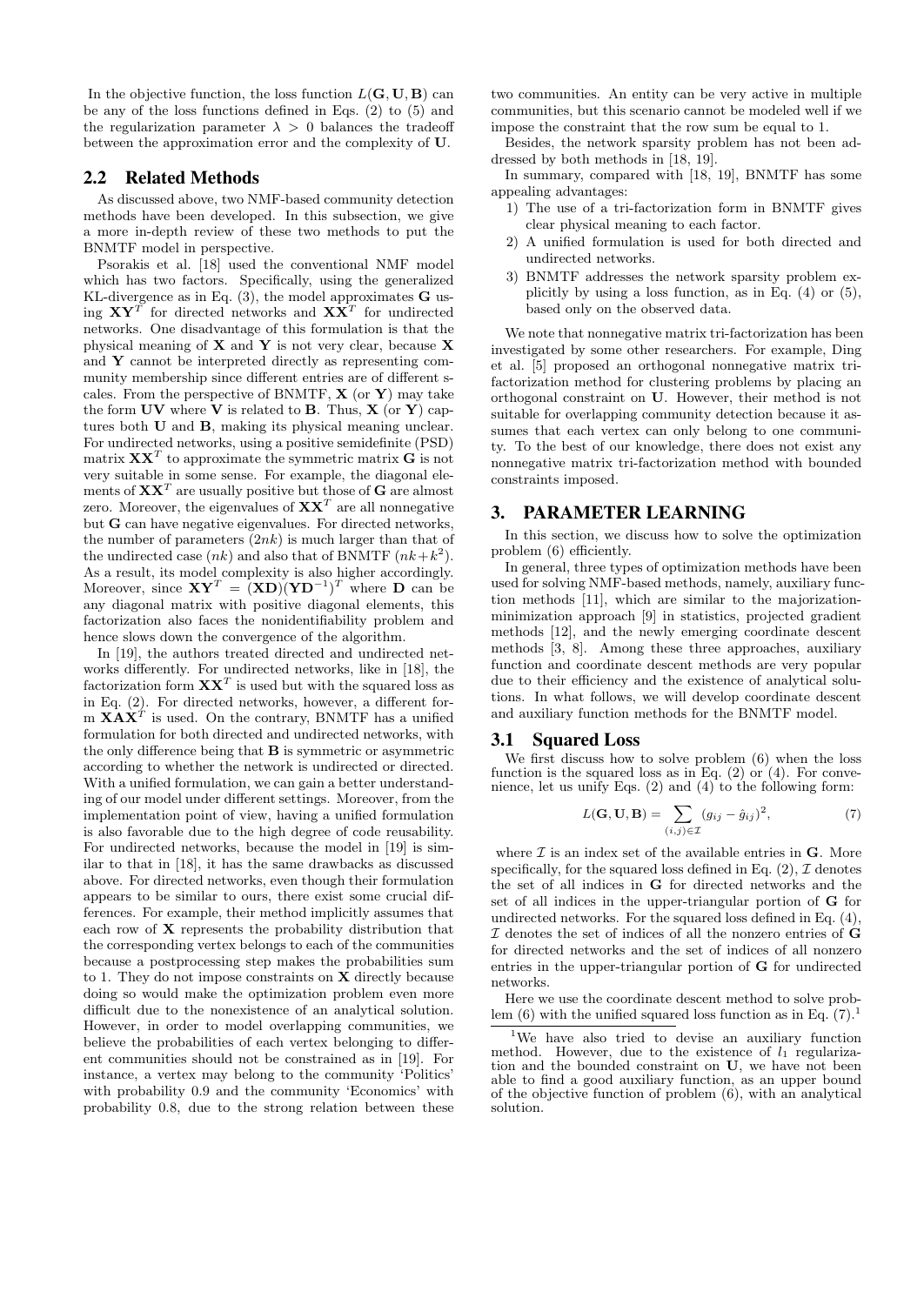In the objective function, the loss function $L(\mathbf{G}, \mathbf{U}, \mathbf{B})$ can be any of the loss functions defined in Eqs. (2) to (5) and the regularization parameter $\lambda > 0$ balances the tradeoff between the approximation error and the complexity of $\mathbf{U}$.

## 2.2 Related Methods

As discussed above, two NMF-based community detection methods have been developed. In this subsection, we give a more in-depth review of these two methods to put the BNMTF model in perspective.

Psorakis et al. [18] used the conventional NMF model which has two factors. Specifically, using the generalized KL-divergence as in Eq. (3), the model approximates $\mathbf{G}$ using $\mathbf{X}\mathbf{Y}^T$ for directed networks and $\mathbf{X}\mathbf{X}^T$ for undirected networks. One disadvantage of this formulation is that the physical meaning of $\mathbf{X}$ and $\mathbf{Y}$ is not very clear, because $\mathbf{X}$ and $\mathbf{Y}$ cannot be interpreted directly as representing community membership since different entries are of different scales. From the perspective of BNMTF, $\mathbf{X}$ (or $\mathbf{Y}$) may take the form $\mathbf{U}\mathbf{V}$ where $\mathbf{V}$ is related to $\mathbf{B}$. Thus, $\mathbf{X}$ (or $\mathbf{Y}$) captures both $\mathbf{U}$ and $\mathbf{B}$, making its physical meaning unclear. For undirected networks, using a positive semidefinite (PSD) matrix $\mathbf{X}\mathbf{X}^T$ to approximate the symmetric matrix $\mathbf{G}$ is not very suitable in some sense. For example, the diagonal elements of $\mathbf{X}\mathbf{X}^T$ are usually positive but those of $\mathbf{G}$ are almost zero. Moreover, the eigenvalues of $\mathbf{X}\mathbf{X}^T$ are all nonnegative but $\mathbf{G}$ can have negative eigenvalues. For directed networks, the number of parameters $(2nk)$ is much larger than that of the undirected case $(nk)$ and also that of BNMTF $(nk+k^2)$. As a result, its model complexity is also higher accordingly. Moreover, since $\mathbf{X}\mathbf{Y}^T = (\mathbf{X}\mathbf{D})(\mathbf{Y}\mathbf{D}^{-1})^T$ where $\mathbf{D}$ can be any diagonal matrix with positive diagonal elements, this factorization also faces the nonidentifiability problem and hence slows down the convergence of the algorithm.

In [19], the authors treated directed and undirected networks differently. For undirected networks, like in [18], the factorization form $\mathbf{X}\mathbf{X}^T$ is used but with the squared loss as in Eq. (2). For directed networks, however, a different form $\mathbf{X}\mathbf{A}\mathbf{X}^T$ is used. On the contrary, BNMTF has a unified formulation for both directed and undirected networks, with the only difference being that $\mathbf{B}$ is symmetric or asymmetric according to whether the network is undirected or directed. With a unified formulation, we can gain a better understanding of our model under different settings. Moreover, from the implementation point of view, having a unified formulation is also favorable due to the high degree of code reusability. For undirected networks, because the model in [19] is similar to that in [18], it has the same drawbacks as discussed above. For directed networks, even though their formulation appears to be similar to ours, there exist some crucial differences. For example, their method implicitly assumes that each row of $\mathbf{X}$ represents the probability distribution that the corresponding vertex belongs to each of the communities because a postprocessing step makes the probabilities sum to 1. They do not impose constraints on $\mathbf{X}$ directly because doing so would make the optimization problem even more difficult due to the nonexistence of an analytical solution. However, in order to model overlapping communities, we believe the probabilities of each vertex belonging to different communities should not be constrained as in [19]. For instance, a vertex may belong to the community 'Politics' with probability 0.9 and the community 'Economics' with probability 0.8, due to the strong relation between these two communities. An entity can be very active in multiple communities, but this scenario cannot be modeled well if we impose the constraint that the row sum be equal to 1.

Besides, the network sparsity problem has not been addressed by both methods in [18, 19].

In summary, compared with [18, 19], BNMTF has some appealing advantages:

1) The use of a tri-factorization form in BNMTF gives clear physical meaning to each factor.
2) A unified formulation is used for both directed and undirected networks.
3) BNMTF addresses the network sparsity problem explicitly by using a loss function, as in Eq. (4) or (5), based only on the observed data.

We note that nonnegative matrix tri-factorization has been investigated by some other researchers. For example, Ding et al. [5] proposed an orthogonal nonnegative matrix tri-factorization method for clustering problems by placing an orthogonal constraint on $\mathbf{U}$. However, their method is not suitable for overlapping community detection because it assumes that each vertex can only belong to one community. To the best of our knowledge, there does not exist any nonnegative matrix tri-factorization method with bounded constraints imposed.

# 3. PARAMETER LEARNING

In this section, we discuss how to solve the optimization problem (6) efficiently.

In general, three types of optimization methods have been used for solving NMF-based methods, namely, auxiliary function methods [11], which are similar to the majorization-minimization approach [9] in statistics, projected gradient methods [12], and the newly emerging coordinate descent methods [3, 8]. Among these three approaches, auxiliary function and coordinate descent methods are very popular due to their efficiency and the existence of analytical solutions. In what follows, we will develop coordinate descent and auxiliary function methods for the BNMTF model.

## 3.1 Squared Loss

We first discuss how to solve problem (6) when the loss function is the squared loss as in Eq. (2) or (4). For convenience, let us unify Eqs. (2) and (4) to the following form:

$$L(\mathbf{G}, \mathbf{U}, \mathbf{B}) = \sum_{(i,j)\in\mathcal{I}} (g_{ij} - \hat{g}_{ij})^2, \tag{7}$$

where $\mathcal{I}$ is an index set of the available entries in $\mathbf{G}$. More specifically, for the squared loss defined in Eq. (2), $\mathcal{I}$ denotes the set of all indices in $\mathbf{G}$ for directed networks and the set of all indices in the upper-triangular portion of $\mathbf{G}$ for undirected networks. For the squared loss defined in Eq. (4), $\mathcal{I}$ denotes the set of indices of all the nonzero entries of $\mathbf{G}$ for directed networks and the set of indices of all nonzero entries in the upper-triangular portion of $\mathbf{G}$ for undirected networks.

Here we use the coordinate descent method to solve problem (6) with the unified squared loss function as in Eq. (7).[1]

[1] We have also tried to devise an auxiliary function method. However, due to the existence of $l_1$ regularization and the bounded constraint on $\mathbf{U}$, we have not been able to find a good auxiliary function, as an upper bound of the objective function of problem (6), with an analytical solution.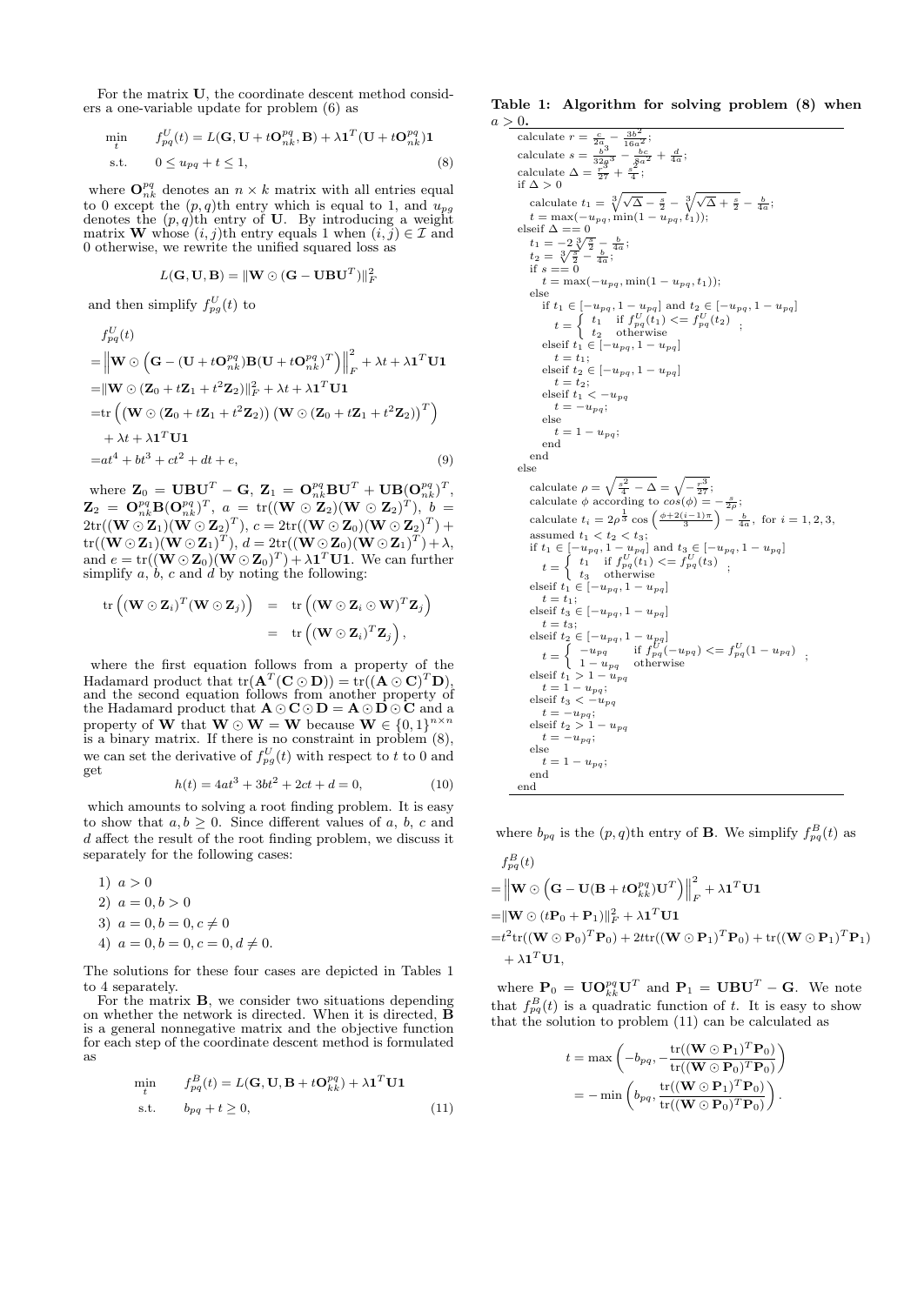For the matrix $\mathbf{U}$, the coordinate descent method considers a one-variable update for problem (6) as

$$
\begin{aligned}
\min_{t} \quad & f_{pq}^U(t) = L(\mathbf{G}, \mathbf{U} + t\mathbf{O}_{nk}^{pq}, \mathbf{B}) + \lambda \mathbf{1}^T(\mathbf{U} + t\mathbf{O}_{nk}^{pq})\mathbf{1} \\
\text{s.t.} \quad & 0 \le u_{pq} + t \le 1,
\end{aligned} \tag{8}
$$

where $\mathbf{O}_{nk}^{pq}$ denotes an $n \times k$ matrix with all entries equal to 0 except the $(p,q)$th entry which is equal to 1, and $u_{pg}$ denotes the $(p,q)$th entry of $\mathbf{U}$. By introducing a weight matrix $\mathbf{W}$ whose $(i,j)$th entry equals 1 when $(i,j) \in \mathcal{I}$ and 0 otherwise, we rewrite the unified squared loss as

$$
L(\mathbf{G}, \mathbf{U}, \mathbf{B}) = \|\mathbf{W} \odot (\mathbf{G} - \mathbf{U}\mathbf{B}\mathbf{U}^T)\|_F^2
$$

and then simplify $f_{pg}^U(t)$ to

$$
\begin{aligned}
& f_{pq}^U(t) \\
= & \left\|\mathbf{W} \odot \left(\mathbf{G} - (\mathbf{U} + t\mathbf{O}_{nk}^{pq})\mathbf{B}(\mathbf{U} + t\mathbf{O}_{nk}^{pq})^T\right)\right\|_F^2 + \lambda t + \lambda \mathbf{1}^T\mathbf{U}\mathbf{1} \\
= & \|\mathbf{W} \odot (\mathbf{Z}_0 + t\mathbf{Z}_1 + t^2\mathbf{Z}_2)\|_F^2 + \lambda t + \lambda \mathbf{1}^T\mathbf{U}\mathbf{1} \\
= & \mathrm{tr}\left(\left(\mathbf{W} \odot (\mathbf{Z}_0 + t\mathbf{Z}_1 + t^2\mathbf{Z}_2)\right)\left(\mathbf{W} \odot (\mathbf{Z}_0 + t\mathbf{Z}_1 + t^2\mathbf{Z}_2)\right)^T\right) \\
& + \lambda t + \lambda \mathbf{1}^T\mathbf{U}\mathbf{1} \\
= & at^4 + bt^3 + ct^2 + dt + e,
\end{aligned} \tag{9}
$$

where $\mathbf{Z}_0 = \mathbf{U}\mathbf{B}\mathbf{U}^T - \mathbf{G}$, $\mathbf{Z}_1 = \mathbf{O}_{nk}^{pq}\mathbf{B}\mathbf{U}^T + \mathbf{U}\mathbf{B}(\mathbf{O}_{nk}^{pq})^T$, $\mathbf{Z}_2 = \mathbf{O}_{nk}^{pq}\mathbf{B}(\mathbf{O}_{nk}^{pq})^T$, $a = \mathrm{tr}((\mathbf{W} \odot \mathbf{Z}_2)(\mathbf{W} \odot \mathbf{Z}_2)^T)$, $b = 2\mathrm{tr}((\mathbf{W} \odot \mathbf{Z}_1)(\mathbf{W} \odot \mathbf{Z}_2)^T)$, $c = 2\mathrm{tr}((\mathbf{W} \odot \mathbf{Z}_0)(\mathbf{W} \odot \mathbf{Z}_2)^T) + \mathrm{tr}((\mathbf{W} \odot \mathbf{Z}_1)(\mathbf{W} \odot \mathbf{Z}_1)^T)$, $d = 2\mathrm{tr}((\mathbf{W} \odot \mathbf{Z}_0)(\mathbf{W} \odot \mathbf{Z}_1)^T) + \lambda$, and $e = \mathrm{tr}((\mathbf{W} \odot \mathbf{Z}_0)(\mathbf{W} \odot \mathbf{Z}_0)^T) + \lambda \mathbf{1}^T\mathbf{U}\mathbf{1}$. We can further simplify $a$, $b$, $c$ and $d$ by noting the following:

$$
\begin{aligned}
\mathrm{tr}\left((\mathbf{W} \odot \mathbf{Z}_i)^T(\mathbf{W} \odot \mathbf{Z}_j)\right) &= \mathrm{tr}\left((\mathbf{W} \odot \mathbf{Z}_i \odot \mathbf{W})^T\mathbf{Z}_j\right) \\
&= \mathrm{tr}\left((\mathbf{W} \odot \mathbf{Z}_i)^T\mathbf{Z}_j\right),
\end{aligned}
$$

where the first equation follows from a property of the Hadamard product that $\mathrm{tr}(\mathbf{A}^T(\mathbf{C} \odot \mathbf{D})) = \mathrm{tr}((\mathbf{A} \odot \mathbf{C})^T\mathbf{D})$, and the second equation follows from another property of the Hadamard product that $\mathbf{A} \odot \mathbf{C} \odot \mathbf{D} = \mathbf{A} \odot \mathbf{D} \odot \mathbf{C}$ and a property of $\mathbf{W}$ that $\mathbf{W} \odot \mathbf{W} = \mathbf{W}$ because $\mathbf{W} \in \{0,1\}^{n \times n}$ is a binary matrix. If there is no constraint in problem (8), we can set the derivative of $f_{pg}^U(t)$ with respect to $t$ to 0 and get

$$
h(t) = 4at^3 + 3bt^2 + 2ct + d = 0, \tag{10}
$$

which amounts to solving a root finding problem. It is easy to show that $a, b \ge 0$. Since different values of $a$, $b$, $c$ and $d$ affect the result of the root finding problem, we discuss it separately for the following cases:

1) $a > 0$
2) $a = 0, b > 0$
3) $a = 0, b = 0, c \ne 0$
4) $a = 0, b = 0, c = 0, d \ne 0$.

The solutions for these four cases are depicted in Tables 1 to 4 separately.

For the matrix $\mathbf{B}$, we consider two situations depending on whether the network is directed. When it is directed, $\mathbf{B}$ is a general nonnegative matrix and the objective function for each step of the coordinate descent method is formulated as

$$
\begin{aligned}
\min_{t} \quad & f_{pq}^B(t) = L(\mathbf{G}, \mathbf{U}, \mathbf{B} + t\mathbf{O}_{kk}^{pq}) + \lambda \mathbf{1}^T\mathbf{U}\mathbf{1} \\
\text{s.t.} \quad & b_{pq} + t \ge 0,
\end{aligned} \tag{11}
$$

**Table 1: Algorithm for solving problem (8) when $a > 0$.**

```
calculate r = c/(2a) - 3b^2/(16a^2);
calculate s = b^3/(32a^3) - bc/(8a^2) + d/(4a);
calculate Δ = r^3/27 + s^2/4;
if Δ > 0
    calculate t_1 = ∛(√Δ - s/2) - ∛(√Δ + s/2) - b/(4a);
    t = max(-u_pq, min(1 - u_pq, t_1));
elseif Δ == 0
    t_1 = -2∛(s/2) - b/(4a);
    t_2 = ∛(s/2) - b/(4a);
    if s == 0
        t = max(-u_pq, min(1 - u_pq, t_1));
    else
        if t_1 ∈ [-u_pq, 1 - u_pq] and t_2 ∈ [-u_pq, 1 - u_pq]
            t = { t_1   if f^U_pq(t_1) <= f^U_pq(t_2)
                { t_2   otherwise                        ;
        elseif t_1 ∈ [-u_pq, 1 - u_pq]
            t = t_1;
        elseif t_2 ∈ [-u_pq, 1 - u_pq]
            t = t_2;
        elseif t_1 < -u_pq
            t = -u_pq;
        else
            t = 1 - u_pq;
        end
    end
else
    calculate ρ = √(s^2/4 - Δ) = √(-r^3/27);
    calculate φ according to cos(φ) = -s/(2ρ);
    calculate t_i = 2ρ^(1/3) cos((φ + 2(i-1)π)/3) - b/(4a), for i = 1, 2, 3,
    assumed t_1 < t_2 < t_3;
    if t_1 ∈ [-u_pq, 1 - u_pq] and t_3 ∈ [-u_pq, 1 - u_pq]
        t = { t_1   if f^U_pq(t_1) <= f^U_pq(t_3)
            { t_3   otherwise                        ;
    elseif t_1 ∈ [-u_pq, 1 - u_pq]
        t = t_1;
    elseif t_3 ∈ [-u_pq, 1 - u_pq]
        t = t_3;
    elseif t_2 ∈ [-u_pq, 1 - u_pq]
        t = { -u_pq      if f^U_pq(-u_pq) <= f^U_pq(1 - u_pq)
            { 1 - u_pq   otherwise                             ;
    elseif t_1 > 1 - u_pq
        t = 1 - u_pq;
    elseif t_3 < -u_pq
        t = -u_pq;
    elseif t_2 > 1 - u_pq
        t = -u_pq;
    else
        t = 1 - u_pq;
    end
end
```

where $b_{pq}$ is the $(p,q)$th entry of $\mathbf{B}$. We simplify $f_{pq}^B(t)$ as

$$
\begin{aligned}
& f_{pq}^B(t) \\
= & \left\|\mathbf{W} \odot \left(\mathbf{G} - \mathbf{U}(\mathbf{B} + t\mathbf{O}_{kk}^{pq})\mathbf{U}^T\right)\right\|_F^2 + \lambda \mathbf{1}^T\mathbf{U}\mathbf{1} \\
= & \|\mathbf{W} \odot (t\mathbf{P}_0 + \mathbf{P}_1)\|_F^2 + \lambda \mathbf{1}^T\mathbf{U}\mathbf{1} \\
= & t^2\mathrm{tr}((\mathbf{W} \odot \mathbf{P}_0)^T\mathbf{P}_0) + 2t\mathrm{tr}((\mathbf{W} \odot \mathbf{P}_1)^T\mathbf{P}_0) + \mathrm{tr}((\mathbf{W} \odot \mathbf{P}_1)^T\mathbf{P}_1) \\
& + \lambda \mathbf{1}^T\mathbf{U}\mathbf{1},
\end{aligned}
$$

where $\mathbf{P}_0 = \mathbf{U}\mathbf{O}_{kk}^{pq}\mathbf{U}^T$ and $\mathbf{P}_1 = \mathbf{U}\mathbf{B}\mathbf{U}^T - \mathbf{G}$. We note that $f_{pq}^B(t)$ is a quadratic function of $t$. It is easy to show that the solution to problem (11) can be calculated as

$$
\begin{aligned}
t &= \max\left(-b_{pq}, -\frac{\mathrm{tr}((\mathbf{W} \odot \mathbf{P}_1)^T\mathbf{P}_0)}{\mathrm{tr}((\mathbf{W} \odot \mathbf{P}_0)^T\mathbf{P}_0)}\right) \\
&= -\min\left(b_{pq}, \frac{\mathrm{tr}((\mathbf{W} \odot \mathbf{P}_1)^T\mathbf{P}_0)}{\mathrm{tr}((\mathbf{W} \odot \mathbf{P}_0)^T\mathbf{P}_0)}\right).
\end{aligned}
$$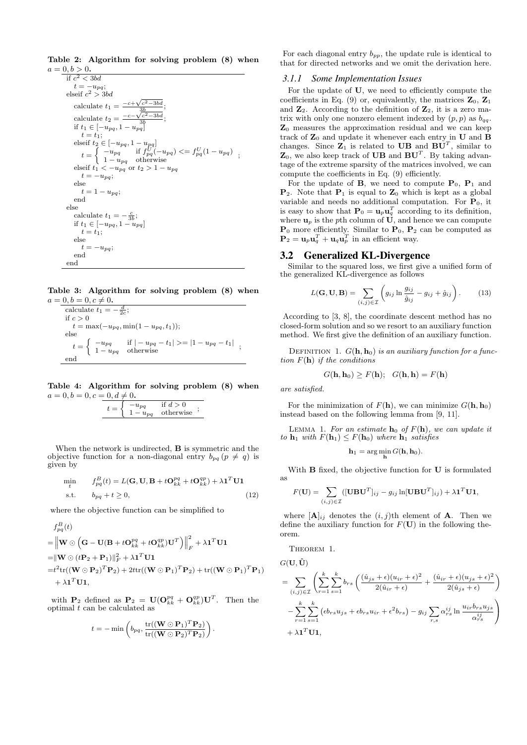**Table 2: Algorithm for solving problem (8) when $a = 0, b > 0$.**

```
if c^2 < 3bd
    t = -u_pq;
elseif c^2 > 3bd
    calculate t_1 = (-c + sqrt(c^2 - 3bd)) / (3b);
    calculate t_2 = (-c - sqrt(c^2 - 3bd)) / (3b);
    if t_1 ∈ [-u_pq, 1 - u_pq]
        t = t_1;
    elseif t_2 ∈ [-u_pq, 1 - u_pq]
        t = { -u_pq      if f^U_pq(-u_pq) <= f^U_pq(1 - u_pq)
            { 1 - u_pq   otherwise                          ;
    elseif t_1 < -u_pq or t_2 > 1 - u_pq
        t = -u_pq;
    else
        t = 1 - u_pq;
    end
else
    calculate t_1 = -c/(3b);
    if t_1 ∈ [-u_pq, 1 - u_pq]
        t = t_1;
    else
        t = -u_pq;
    end
end
```

**Table 3: Algorithm for solving problem (8) when $a = 0, b = 0, c \neq 0$.**

```
calculate t_1 = -d/(2c);
if c > 0
    t = max(-u_pq, min(1 - u_pq, t_1));
else
    t = { -u_pq      if |-u_pq - t_1| >= |1 - u_pq - t_1|
        { 1 - u_pq   otherwise                          ;
end
```

**Table 4: Algorithm for solving problem (8) when $a = 0, b = 0, c = 0, d \neq 0$.**

$$t = \begin{cases} -u_{pq} & \text{if } d > 0 \\ 1 - u_{pq} & \text{otherwise} \end{cases};$$

When the network is undirected, $\mathbf{B}$ is symmetric and the objective function for a non-diagonal entry $b_{pq}$ $(p \neq q)$ is given by

$$\begin{aligned} \min_{t} \quad & f^B_{pq}(t) = L(\mathbf{G}, \mathbf{U}, \mathbf{B} + t\mathbf{O}^{pq}_{kk} + t\mathbf{O}^{qp}_{kk}) + \lambda \mathbf{1}^T\mathbf{U}\mathbf{1} \\ \text{s.t.} \quad & b_{pq} + t \geq 0, \end{aligned} \tag{12}$$

where the objective function can be simplified to

$$\begin{aligned} & f^B_{pq}(t) \\ =& \left\| \mathbf{W} \odot \left( \mathbf{G} - \mathbf{U}(\mathbf{B} + t\mathbf{O}^{pq}_{kk} + t\mathbf{O}^{qp}_{kk})\mathbf{U}^T \right) \right\|_F^2 + \lambda \mathbf{1}^T\mathbf{U}\mathbf{1} \\ =& \|\mathbf{W} \odot (t\mathbf{P}_2 + \mathbf{P}_1)\|_F^2 + \lambda \mathbf{1}^T\mathbf{U}\mathbf{1} \\ =& t^2 \text{tr}((\mathbf{W} \odot \mathbf{P}_2)^T\mathbf{P}_2) + 2t\text{tr}((\mathbf{W} \odot \mathbf{P}_1)^T\mathbf{P}_2) + \text{tr}((\mathbf{W} \odot \mathbf{P}_1)^T\mathbf{P}_1) \\ & + \lambda \mathbf{1}^T\mathbf{U}\mathbf{1}, \end{aligned}$$

with $\mathbf{P}_2$ defined as $\mathbf{P}_2 = \mathbf{U}(\mathbf{O}^{pq}_{kk} + \mathbf{O}^{qp}_{kk})\mathbf{U}^T$. Then the optimal $t$ can be calculated as

$$t = -\min\left( b_{pq}, \frac{\text{tr}((\mathbf{W} \odot \mathbf{P}_1)^T\mathbf{P}_2)}{\text{tr}((\mathbf{W} \odot \mathbf{P}_2)^T\mathbf{P}_2)} \right).$$

For each diagonal entry $b_{pp}$, the update rule is identical to that for directed networks and we omit the derivation here.

### 3.1.1 Some Implementation Issues

For the update of $\mathbf{U}$, we need to efficiently compute the coefficients in Eq. (9) or, equivalently, the matrices $\mathbf{Z}_0$, $\mathbf{Z}_1$ and $\mathbf{Z}_2$. According to the definition of $\mathbf{Z}_2$, it is a zero matrix with only one nonzero element indexed by $(p, p)$ as $b_{qq}$. $\mathbf{Z}_0$ measures the approximation residual and we can keep track of $\mathbf{Z}_0$ and update it whenever each entry in $\mathbf{U}$ and $\mathbf{B}$ changes. Since $\mathbf{Z}_1$ is related to $\mathbf{UB}$ and $\mathbf{BU}^T$, similar to $\mathbf{Z}_0$, we also keep track of $\mathbf{UB}$ and $\mathbf{BU}^T$. By taking advantage of the extreme sparsity of the matrices involved, we can compute the coefficients in Eq. (9) efficiently.

For the update of $\mathbf{B}$, we need to compute $\mathbf{P}_0$, $\mathbf{P}_1$ and $\mathbf{P}_2$. Note that $\mathbf{P}_1$ is equal to $\mathbf{Z}_0$ which is kept as a global variable and needs no additional computation. For $\mathbf{P}_0$, it is easy to show that $\mathbf{P}_0 = \mathbf{u}_p\mathbf{u}_q^T$ according to its definition, where $\mathbf{u}_p$ is the $p$th column of $\mathbf{U}$, and hence we can compute $\mathbf{P}_0$ more efficiently. Similar to $\mathbf{P}_0$, $\mathbf{P}_2$ can be computed as $\mathbf{P}_2 = \mathbf{u}_p\mathbf{u}_q^T + \mathbf{u}_q\mathbf{u}_p^T$ in an efficient way.

## 3.2 Generalized KL-Divergence

Similar to the squared loss, we first give a unified form of the generalized KL-divergence as follows

$$L(\mathbf{G}, \mathbf{U}, \mathbf{B}) = \sum_{(i,j) \in \mathcal{I}} \left( g_{ij} \ln \frac{g_{ij}}{\hat{g}_{ij}} - g_{ij} + \hat{g}_{ij} \right). \tag{13}$$

According to [3, 8], the coordinate descent method has no closed-form solution and so we resort to an auxiliary function method. We first give the definition of an auxiliary function.

Definition 1. *$G(\mathbf{h}, \mathbf{h}_0)$ is an auxiliary function for a function $F(\mathbf{h})$ if the conditions*

$$G(\mathbf{h}, \mathbf{h}_0) \geq F(\mathbf{h}); \quad G(\mathbf{h}, \mathbf{h}) = F(\mathbf{h})$$

*are satisfied.*

For the minimization of $F(\mathbf{h})$, we can minimize $G(\mathbf{h}, \mathbf{h}_0)$ instead based on the following lemma from [9, 11].

Lemma 1. *For an estimate $\mathbf{h}_0$ of $F(\mathbf{h})$, we can update it to $\mathbf{h}_1$ with $F(\mathbf{h}_1) \leq F(\mathbf{h}_0)$ where $\mathbf{h}_1$ satisfies*

$$\mathbf{h}_1 = \arg\min_{\mathbf{h}} G(\mathbf{h}, \mathbf{h}_0).$$

With $\mathbf{B}$ fixed, the objective function for $\mathbf{U}$ is formulated as

$$F(\mathbf{U}) = \sum_{(i,j) \in \mathcal{I}} ([\mathbf{UBU}^T]_{ij} - g_{ij} \ln[\mathbf{UBU}^T]_{ij}) + \lambda \mathbf{1}^T\mathbf{U}\mathbf{1},$$

where $[\mathbf{A}]_{ij}$ denotes the $(i, j)$th element of $\mathbf{A}$. Then we define the auxiliary function for $F(\mathbf{U})$ in the following theorem.

Theorem 1.

$$\begin{aligned} & G(\mathbf{U}, \hat{\mathbf{U}}) \\ =& \sum_{(i,j) \in \mathcal{I}} \left( \sum_{r=1}^{k} \sum_{s=1}^{k} b_{rs} \left( \frac{(\hat{u}_{js} + \epsilon)(u_{ir} + \epsilon)^2}{2(\hat{u}_{ir} + \epsilon)} + \frac{(\hat{u}_{ir} + \epsilon)(u_{js} + \epsilon)^2}{2(\hat{u}_{js} + \epsilon)} \right) \right. \\ & \left. - \sum_{r=1}^{k} \sum_{s=1}^{k} \left( \epsilon b_{rs} u_{js} + \epsilon b_{rs} u_{ir} + \epsilon^2 b_{rs} \right) - g_{ij} \sum_{r,s} \alpha^{ij}_{rs} \ln \frac{u_{ir} b_{rs} u_{js}}{\alpha^{ij}_{rs}} \right) \\ & + \lambda \mathbf{1}^T\mathbf{U}\mathbf{1}, \end{aligned}$$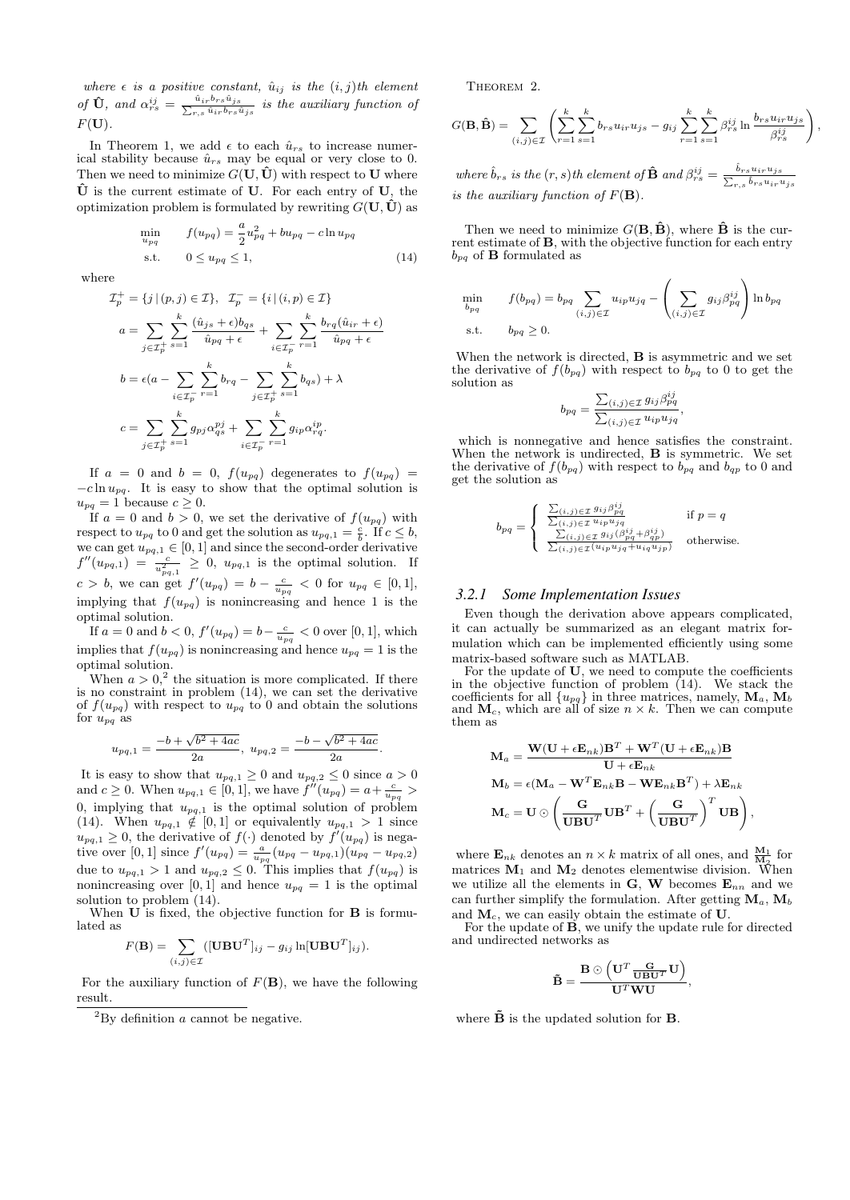*where $\epsilon$ is a positive constant, $\hat{u}_{ij}$ is the $(i,j)$th element of $\hat{\mathbf{U}}$, and $\alpha_{rs}^{ij} = \frac{\hat{u}_{ir} b_{rs} \hat{u}_{js}}{\sum_{r,s} \hat{u}_{ir} b_{rs} \hat{u}_{js}}$ is the auxiliary function of $F(\mathbf{U})$.*

In Theorem 1, we add $\epsilon$ to each $\hat{u}_{rs}$ to increase numerical stability because $\hat{u}_{rs}$ may be equal or very close to 0. Then we need to minimize $G(\mathbf{U}, \hat{\mathbf{U}})$ with respect to $\mathbf{U}$ where $\hat{\mathbf{U}}$ is the current estimate of $\mathbf{U}$. For each entry of $\mathbf{U}$, the optimization problem is formulated by rewriting $G(\mathbf{U}, \hat{\mathbf{U}})$ as

$$\begin{aligned} \min_{u_{pq}} \quad & f(u_{pq}) = \frac{a}{2} u_{pq}^2 + b u_{pq} - c \ln u_{pq} \\ \text{s.t.} \quad & 0 \le u_{pq} \le 1, \end{aligned} \tag{14}$$

where

$$\mathcal{I}_p^+ = \{ j \,|\, (p,j) \in \mathcal{I} \}, \quad \mathcal{I}_p^- = \{ i \,|\, (i,p) \in \mathcal{I} \}$$

$$a = \sum_{j \in \mathcal{I}_p^+} \sum_{s=1}^{k} \frac{(\hat{u}_{js} + \epsilon) b_{qs}}{\hat{u}_{pq} + \epsilon} + \sum_{i \in \mathcal{I}_p^-} \sum_{r=1}^{k} \frac{b_{rq}(\hat{u}_{ir} + \epsilon)}{\hat{u}_{pq} + \epsilon}$$

$$b = \epsilon \Big( a - \sum_{i \in \mathcal{I}_p^-} \sum_{r=1}^{k} b_{rq} - \sum_{j \in \mathcal{I}_p^+} \sum_{s=1}^{k} b_{qs} \Big) + \lambda$$

$$c = \sum_{j \in \mathcal{I}_p^+} \sum_{s=1}^{k} g_{pj} \alpha_{qs}^{pj} + \sum_{i \in \mathcal{I}_p^-} \sum_{r=1}^{k} g_{ip} \alpha_{rq}^{ip}.$$

If $a = 0$ and $b = 0$, $f(u_{pq})$ degenerates to $f(u_{pq}) = -c \ln u_{pq}$. It is easy to show that the optimal solution is $u_{pq} = 1$ because $c \ge 0$.

If $a = 0$ and $b > 0$, we set the derivative of $f(u_{pq})$ with respect to $u_{pq}$ to 0 and get the solution as $u_{pq,1} = \frac{c}{b}$. If $c \le b$, we can get $u_{pq,1} \in [0,1]$ and since the second-order derivative $f''(u_{pq,1}) = \frac{c}{u_{pq,1}^2} \ge 0$, $u_{pq,1}$ is the optimal solution. If $c > b$, we can get $f'(u_{pq}) = b - \frac{c}{u_{pq}} < 0$ for $u_{pq} \in [0,1]$, implying that $f(u_{pq})$ is nonincreasing and hence 1 is the optimal solution.

If $a = 0$ and $b < 0$, $f'(u_{pq}) = b - \frac{c}{u_{pq}} < 0$ over $[0,1]$, which implies that $f(u_{pq})$ is nonincreasing and hence $u_{pq} = 1$ is the optimal solution.

When $a > 0$,[2] the situation is more complicated. If there is no constraint in problem (14), we can set the derivative of $f(u_{pq})$ with respect to $u_{pq}$ to 0 and obtain the solutions for $u_{pq}$ as

$$u_{pq,1} = \frac{-b + \sqrt{b^2 + 4ac}}{2a}, \; u_{pq,2} = \frac{-b - \sqrt{b^2 + 4ac}}{2a}.$$

It is easy to show that $u_{pq,1} \ge 0$ and $u_{pq,2} \le 0$ since $a > 0$ and $c \ge 0$. When $u_{pq,1} \in [0,1]$, we have $f''(u_{pq}) = a + \frac{c}{u_{pq}} > 0$, implying that $u_{pq,1}$ is the optimal solution of problem (14). When $u_{pq,1} \notin [0,1]$ or equivalently $u_{pq,1} > 1$ since $u_{pq,1} \ge 0$, the derivative of $f(\cdot)$ denoted by $f'(u_{pq})$ is negative over $[0,1]$ since $f'(u_{pq}) = \frac{a}{u_{pq}}(u_{pq} - u_{pq,1})(u_{pq} - u_{pq,2})$ due to $u_{pq,1} > 1$ and $u_{pq,2} \le 0$. This implies that $f(u_{pq})$ is nonincreasing over $[0,1]$ and hence $u_{pq} = 1$ is the optimal solution to problem (14).

When $\mathbf{U}$ is fixed, the objective function for $\mathbf{B}$ is formulated as

$$F(\mathbf{B}) = \sum_{(i,j) \in \mathcal{I}} ([\mathbf{U}\mathbf{B}\mathbf{U}^T]_{ij} - g_{ij} \ln[\mathbf{U}\mathbf{B}\mathbf{U}^T]_{ij}).$$

For the auxiliary function of $F(\mathbf{B})$, we have the following result.

[2] By definition $a$ cannot be negative.

THEOREM 2.

$$G(\mathbf{B}, \hat{\mathbf{B}}) = \sum_{(i,j) \in \mathcal{I}} \left( \sum_{r=1}^{k} \sum_{s=1}^{k} b_{rs} u_{ir} u_{js} - g_{ij} \sum_{r=1}^{k} \sum_{s=1}^{k} \beta_{rs}^{ij} \ln \frac{b_{rs} u_{ir} u_{js}}{\beta_{rs}^{ij}} \right),$$

*where $\hat{b}_{rs}$ is the $(r,s)$th element of $\hat{\mathbf{B}}$ and $\beta_{rs}^{ij} = \frac{\hat{b}_{rs} u_{ir} u_{js}}{\sum_{r,s} \hat{b}_{rs} u_{ir} u_{js}}$ is the auxiliary function of $F(\mathbf{B})$.*

Then we need to minimize $G(\mathbf{B}, \hat{\mathbf{B}})$, where $\hat{\mathbf{B}}$ is the current estimate of $\mathbf{B}$, with the objective function for each entry $b_{pq}$ of $\mathbf{B}$ formulated as

$$\begin{aligned} \min_{b_{pq}} \quad & f(b_{pq}) = b_{pq} \sum_{(i,j) \in \mathcal{I}} u_{ip} u_{jq} - \left( \sum_{(i,j) \in \mathcal{I}} g_{ij} \beta_{pq}^{ij} \right) \ln b_{pq} \\ \text{s.t.} \quad & b_{pq} \ge 0. \end{aligned}$$

When the network is directed, $\mathbf{B}$ is asymmetric and we set the derivative of $f(b_{pq})$ with respect to $b_{pq}$ to 0 to get the solution as

$$b_{pq} = \frac{\sum_{(i,j) \in \mathcal{I}} g_{ij} \beta_{pq}^{ij}}{\sum_{(i,j) \in \mathcal{I}} u_{ip} u_{jq}},$$

which is nonnegative and hence satisfies the constraint. When the network is undirected, $\mathbf{B}$ is symmetric. We set the derivative of $f(b_{pq})$ with respect to $b_{pq}$ and $b_{qp}$ to 0 and get the solution as

$$b_{pq} = \begin{cases} \frac{\sum_{(i,j) \in \mathcal{I}} g_{ij} \beta_{pq}^{ij}}{\sum_{(i,j) \in \mathcal{I}} u_{ip} u_{jq}} & \text{if } p = q \\ \frac{\sum_{(i,j) \in \mathcal{I}} g_{ij} (\beta_{pq}^{ij} + \beta_{qp}^{ij})}{\sum_{(i,j) \in \mathcal{I}} (u_{ip} u_{jq} + u_{iq} u_{jp})} & \text{otherwise.} \end{cases}$$

### 3.2.1 Some Implementation Issues

Even though the derivation above appears complicated, it can actually be summarized as an elegant matrix formulation which can be implemented efficiently using some matrix-based software such as MATLAB.

For the update of $\mathbf{U}$, we need to compute the coefficients in the objective function of problem (14). We stack the coefficients for all $\{u_{pq}\}$ in three matrices, namely, $\mathbf{M}_a$, $\mathbf{M}_b$ and $\mathbf{M}_c$, which are all of size $n \times k$. Then we can compute them as

$$\mathbf{M}_a = \frac{\mathbf{W}(\mathbf{U} + \epsilon \mathbf{E}_{nk})\mathbf{B}^T + \mathbf{W}^T(\mathbf{U} + \epsilon \mathbf{E}_{nk})\mathbf{B}}{\mathbf{U} + \epsilon \mathbf{E}_{nk}}$$

$$\mathbf{M}_b = \epsilon(\mathbf{M}_a - \mathbf{W}^T \mathbf{E}_{nk} \mathbf{B} - \mathbf{W} \mathbf{E}_{nk} \mathbf{B}^T) + \lambda \mathbf{E}_{nk}$$

$$\mathbf{M}_c = \mathbf{U} \odot \left( \frac{\mathbf{G}}{\mathbf{U}\mathbf{B}\mathbf{U}^T} \mathbf{U}\mathbf{B}^T + \left( \frac{\mathbf{G}}{\mathbf{U}\mathbf{B}\mathbf{U}^T} \right)^T \mathbf{U}\mathbf{B} \right),$$

where $\mathbf{E}_{nk}$ denotes an $n \times k$ matrix of all ones, and $\frac{\mathbf{M}_1}{\mathbf{M}_2}$ for matrices $\mathbf{M}_1$ and $\mathbf{M}_2$ denotes elementwise division. When we utilize all the elements in $\mathbf{G}$, $\mathbf{W}$ becomes $\mathbf{E}_{nn}$ and we can further simplify the formulation. After getting $\mathbf{M}_a$, $\mathbf{M}_b$ and $\mathbf{M}_c$, we can easily obtain the estimate of $\mathbf{U}$.

For the update of $\mathbf{B}$, we unify the update rule for directed and undirected networks as

$$\tilde{\mathbf{B}} = \frac{\mathbf{B} \odot \left( \mathbf{U}^T \frac{\mathbf{G}}{\mathbf{U}\mathbf{B}\mathbf{U}^T} \mathbf{U} \right)}{\mathbf{U}^T \mathbf{W} \mathbf{U}},$$

where $\tilde{\mathbf{B}}$ is the updated solution for $\mathbf{B}$.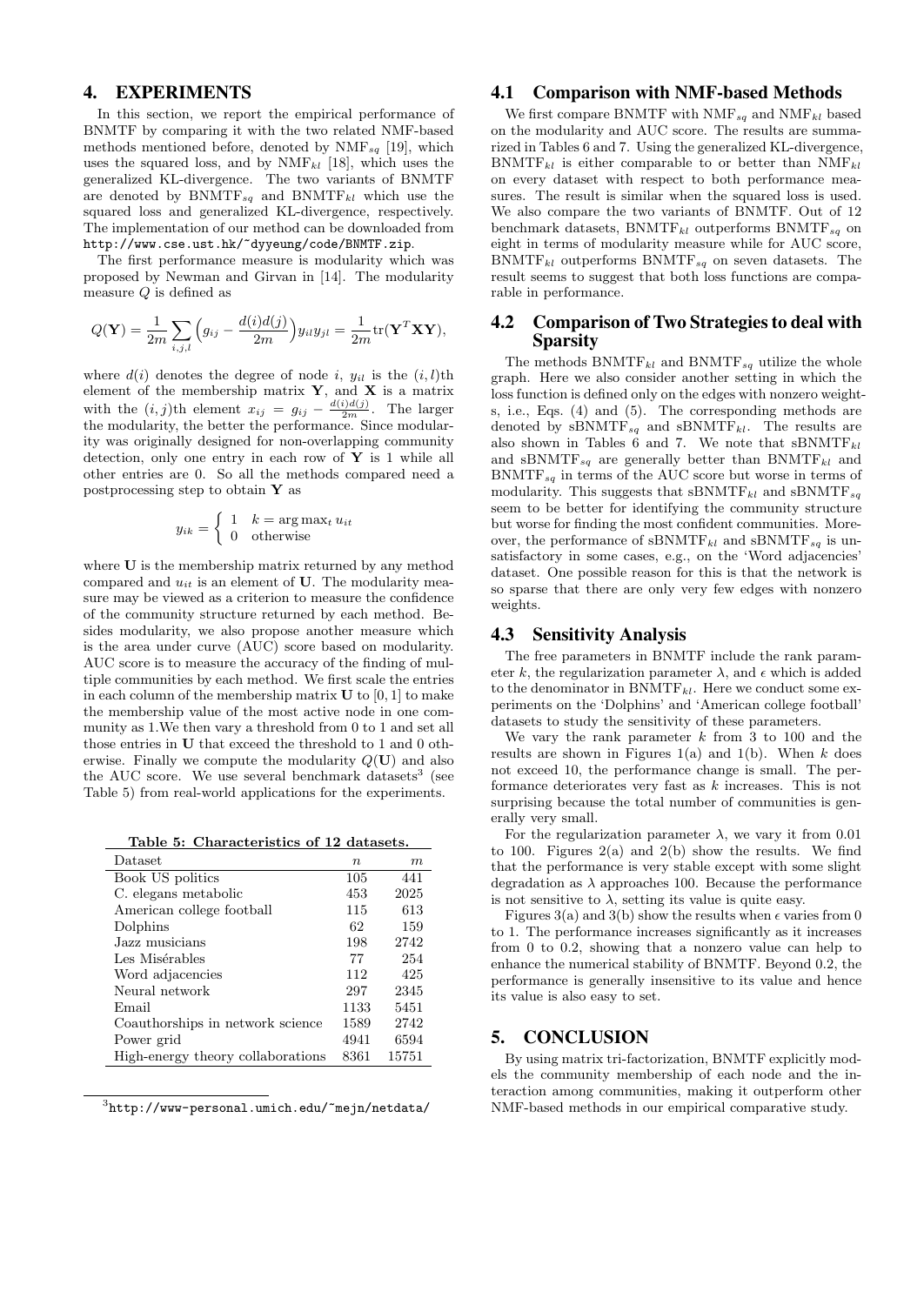## 4. EXPERIMENTS

In this section, we report the empirical performance of BNMTF by comparing it with the two related NMF-based methods mentioned before, denoted by $\text{NMF}_{sq}$ [19], which uses the squared loss, and by $\text{NMF}_{kl}$ [18], which uses the generalized KL-divergence. The two variants of BNMTF are denoted by $\text{BNMTF}_{sq}$ and $\text{BNMTF}_{kl}$ which use the squared loss and generalized KL-divergence, respectively. The implementation of our method can be downloaded from http://www.cse.ust.hk/~dyyeung/code/BNMTF.zip.

The first performance measure is modularity which was proposed by Newman and Girvan in [14]. The modularity measure $Q$ is defined as

$$Q(\mathbf{Y}) = \frac{1}{2m}\sum_{i,j,l}\Big(g_{ij} - \frac{d(i)d(j)}{2m}\Big)y_{il}y_{jl} = \frac{1}{2m}\text{tr}(\mathbf{Y}^T\mathbf{X}\mathbf{Y}),$$

where $d(i)$ denotes the degree of node $i$, $y_{il}$ is the $(i,l)$th element of the membership matrix $\mathbf{Y}$, and $\mathbf{X}$ is a matrix with the $(i,j)$th element $x_{ij} = g_{ij} - \frac{d(i)d(j)}{2m}$. The larger the modularity, the better the performance. Since modularity was originally designed for non-overlapping community detection, only one entry in each row of $\mathbf{Y}$ is 1 while all other entries are 0. So all the methods compared need a postprocessing step to obtain $\mathbf{Y}$ as

$$y_{ik} = \begin{cases} 1 & k = \arg\max_t u_{it} \\ 0 & \text{otherwise} \end{cases}$$

where $\mathbf{U}$ is the membership matrix returned by any method compared and $u_{it}$ is an element of $\mathbf{U}$. The modularity measure may be viewed as a criterion to measure the confidence of the community structure returned by each method. Besides modularity, we also propose another measure which is the area under curve (AUC) score based on modularity. AUC score is to measure the accuracy of the finding of multiple communities by each method. We first scale the entries in each column of the membership matrix $\mathbf{U}$ to $[0,1]$ to make the membership value of the most active node in one community as 1.We then vary a threshold from 0 to 1 and set all those entries in $\mathbf{U}$ that exceed the threshold to 1 and 0 otherwise. Finally we compute the modularity $Q(\mathbf{U})$ and also the AUC score. We use several benchmark datasets[3] (see Table 5) from real-world applications for the experiments.

**Table 5: Characteristics of 12 datasets.**

| Dataset | $n$ | $m$ |
|---|---|---|
| Book US politics | 105 | 441 |
| C. elegans metabolic | 453 | 2025 |
| American college football | 115 | 613 |
| Dolphins | 62 | 159 |
| Jazz musicians | 198 | 2742 |
| Les Misérables | 77 | 254 |
| Word adjacencies | 112 | 425 |
| Neural network | 297 | 2345 |
| Email | 1133 | 5451 |
| Coauthorships in network science | 1589 | 2742 |
| Power grid | 4941 | 6594 |
| High-energy theory collaborations | 8361 | 15751 |

[3] http://www-personal.umich.edu/~mejn/netdata/

### 4.1 Comparison with NMF-based Methods

We first compare BNMTF with $\text{NMF}_{sq}$ and $\text{NMF}_{kl}$ based on the modularity and AUC score. The results are summarized in Tables 6 and 7. Using the generalized KL-divergence, $\text{BNMTF}_{kl}$ is either comparable to or better than $\text{NMF}_{kl}$ on every dataset with respect to both performance measures. The result is similar when the squared loss is used. We also compare the two variants of BNMTF. Out of 12 benchmark datasets, $\text{BNMTF}_{kl}$ outperforms $\text{BNMTF}_{sq}$ on eight in terms of modularity measure while for AUC score, $\text{BNMTF}_{kl}$ outperforms $\text{BNMTF}_{sq}$ on seven datasets. The result seems to suggest that both loss functions are comparable in performance.

### 4.2 Comparison of Two Strategies to deal with Sparsity

The methods $\text{BNMTF}_{kl}$ and $\text{BNMTF}_{sq}$ utilize the whole graph. Here we also consider another setting in which the loss function is defined only on the edges with nonzero weights, i.e., Eqs. (4) and (5). The corresponding methods are denoted by $\text{sBNMTF}_{sq}$ and $\text{sBNMTF}_{kl}$. The results are also shown in Tables 6 and 7. We note that $\text{sBNMTF}_{kl}$ and $\text{sBNMTF}_{sq}$ are generally better than $\text{BNMTF}_{kl}$ and $\text{BNMTF}_{sq}$ in terms of the AUC score but worse in terms of modularity. This suggests that $\text{sBNMTF}_{kl}$ and $\text{sBNMTF}_{sq}$ seem to be better for identifying the community structure but worse for finding the most confident communities. Moreover, the performance of $\text{sBNMTF}_{kl}$ and $\text{sBNMTF}_{sq}$ is unsatisfactory in some cases, e.g., on the 'Word adjacencies' dataset. One possible reason for this is that the network is so sparse that there are only very few edges with nonzero weights.

### 4.3 Sensitivity Analysis

The free parameters in BNMTF include the rank parameter $k$, the regularization parameter $\lambda$, and $\epsilon$ which is added to the denominator in $\text{BNMTF}_{kl}$. Here we conduct some experiments on the 'Dolphins' and 'American college football' datasets to study the sensitivity of these parameters.

We vary the rank parameter $k$ from 3 to 100 and the results are shown in Figures 1(a) and 1(b). When $k$ does not exceed 10, the performance change is small. The performance deteriorates very fast as $k$ increases. This is not surprising because the total number of communities is generally very small.

For the regularization parameter $\lambda$, we vary it from 0.01 to 100. Figures 2(a) and 2(b) show the results. We find that the performance is very stable except with some slight degradation as $\lambda$ approaches 100. Because the performance is not sensitive to $\lambda$, setting its value is quite easy.

Figures 3(a) and 3(b) show the results when $\epsilon$ varies from 0 to 1. The performance increases significantly as it increases from 0 to 0.2, showing that a nonzero value can help to enhance the numerical stability of BNMTF. Beyond 0.2, the performance is generally insensitive to its value and hence its value is also easy to set.

## 5. CONCLUSION

By using matrix tri-factorization, BNMTF explicitly models the community membership of each node and the interaction among communities, making it outperform other NMF-based methods in our empirical comparative study.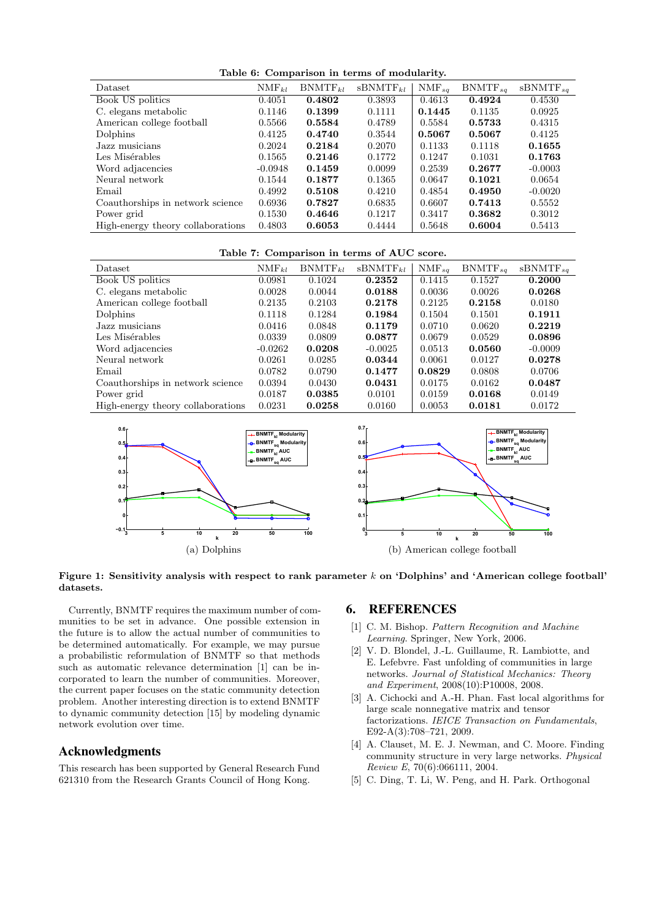**Table 6: Comparison in terms of modularity.**

| Dataset | $NMF_{kl}$ | $BNMTF_{kl}$ | $sBNMTF_{kl}$ | $NMF_{sq}$ | $BNMTF_{sq}$ | $sBNMTF_{sq}$ |
|---|---|---|---|---|---|---|
| Book US politics | 0.4051 | **0.4802** | 0.3893 | 0.4613 | **0.4924** | 0.4530 |
| C. elegans metabolic | 0.1146 | **0.1399** | 0.1111 | **0.1445** | 0.1135 | 0.0925 |
| American college football | 0.5566 | **0.5584** | 0.4789 | 0.5584 | **0.5733** | 0.4315 |
| Dolphins | 0.4125 | **0.4740** | 0.3544 | **0.5067** | **0.5067** | 0.4125 |
| Jazz musicians | 0.2024 | **0.2184** | 0.2070 | 0.1133 | 0.1118 | **0.1655** |
| Les Misérables | 0.1565 | **0.2146** | 0.1772 | 0.1247 | 0.1031 | **0.1763** |
| Word adjacencies | -0.0948 | **0.1459** | 0.0099 | 0.2539 | **0.2677** | -0.0003 |
| Neural network | 0.1544 | **0.1877** | 0.1365 | 0.0647 | **0.1021** | 0.0654 |
| Email | 0.4992 | **0.5108** | 0.4210 | 0.4854 | **0.4950** | -0.0020 |
| Coauthorships in network science | 0.6936 | **0.7827** | 0.6835 | 0.6607 | **0.7413** | 0.5552 |
| Power grid | 0.1530 | **0.4646** | 0.1217 | 0.3417 | **0.3682** | 0.3012 |
| High-energy theory collaborations | 0.4803 | **0.6053** | 0.4444 | 0.5648 | **0.6004** | 0.5413 |

**Table 7: Comparison in terms of AUC score.**

| Dataset | $NMF_{kl}$ | $BNMTF_{kl}$ | $sBNMTF_{kl}$ | $NMF_{sq}$ | $BNMTF_{sq}$ | $sBNMTF_{sq}$ |
|---|---|---|---|---|---|---|
| Book US politics | 0.0981 | 0.1024 | **0.2352** | 0.1415 | 0.1527 | **0.2000** |
| C. elegans metabolic | 0.0028 | 0.0044 | **0.0188** | 0.0036 | 0.0026 | **0.0268** |
| American college football | 0.2135 | 0.2103 | **0.2178** | 0.2125 | **0.2158** | 0.0180 |
| Dolphins | 0.1118 | 0.1284 | **0.1984** | 0.1504 | 0.1501 | **0.1911** |
| Jazz musicians | 0.0416 | 0.0848 | **0.1179** | 0.0710 | 0.0620 | **0.2219** |
| Les Misérables | 0.0339 | 0.0809 | **0.0877** | 0.0679 | 0.0529 | **0.0896** |
| Word adjacencies | -0.0262 | **0.0208** | -0.0025 | 0.0513 | **0.0560** | -0.0009 |
| Neural network | 0.0261 | 0.0285 | **0.0344** | 0.0061 | 0.0127 | **0.0278** |
| Email | 0.0782 | 0.0790 | **0.1477** | **0.0829** | 0.0808 | 0.0706 |
| Coauthorships in network science | 0.0394 | 0.0430 | **0.0431** | 0.0175 | 0.0162 | **0.0487** |
| Power grid | 0.0187 | **0.0385** | 0.0101 | 0.0159 | **0.0168** | 0.0149 |
| High-energy theory collaborations | 0.0231 | **0.0258** | 0.0160 | 0.0053 | **0.0181** | 0.0172 |

(a) Dolphins

(b) American college football

**Figure 1: Sensitivity analysis with respect to rank parameter $k$ on 'Dolphins' and 'American college football' datasets.**

Currently, BNMTF requires the maximum number of communities to be set in advance. One possible extension in the future is to allow the actual number of communities to be determined automatically. For example, we may pursue a probabilistic reformulation of BNMTF so that methods such as automatic relevance determination [1] can be incorporated to learn the number of communities. Moreover, the current paper focuses on the static community detection problem. Another interesting direction is to extend BNMTF to dynamic community detection [15] by modeling dynamic network evolution over time.

## Acknowledgments

This research has been supported by General Research Fund 621310 from the Research Grants Council of Hong Kong.

## 6. REFERENCES

[1] C. M. Bishop. *Pattern Recognition and Machine Learning*. Springer, New York, 2006.

[2] V. D. Blondel, J.-L. Guillaume, R. Lambiotte, and E. Lefebvre. Fast unfolding of communities in large networks. *Journal of Statistical Mechanics: Theory and Experiment*, 2008(10):P10008, 2008.

[3] A. Cichocki and A.-H. Phan. Fast local algorithms for large scale nonnegative matrix and tensor factorizations. *IEICE Transaction on Fundamentals*, E92-A(3):708–721, 2009.

[4] A. Clauset, M. E. J. Newman, and C. Moore. Finding community structure in very large networks. *Physical Review E*, 70(6):066111, 2004.

[5] C. Ding, T. Li, W. Peng, and H. Park. Orthogonal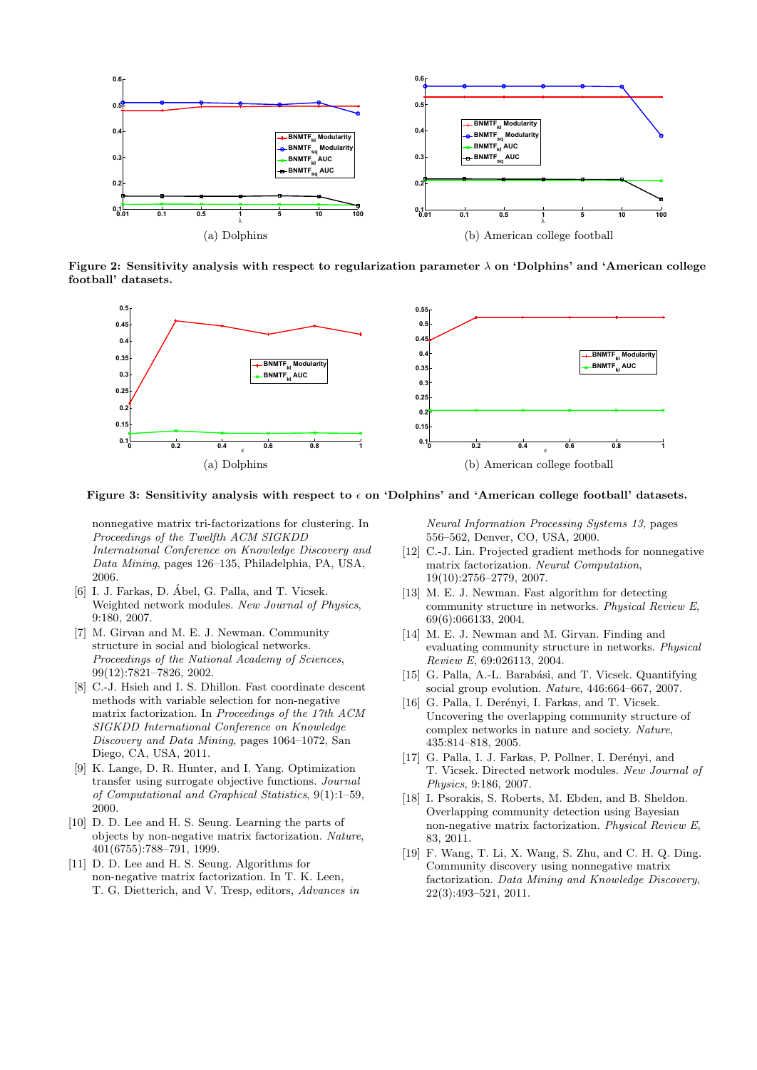0.6
0.5
0.4
0.3
0.2
0.1
0.01 0.1 0.5 1 5 10 100
λ

$BNMTF_{kl}$ Modularity
$BNMTF_{sq}$ Modularity
$BNMTF_{kl}$ AUC
$BNMTF_{sq}$ AUC

(a) Dolphins

0.6
0.5
0.4
0.3
0.2
0.1
0.01 0.1 0.5 1 5 10 100
λ

$BNMTF_{kl}$ Modularity
$BNMTF_{sq}$ Modularity
$BNMTF_{kl}$ AUC
$BNMTF_{sq}$ AUC

(b) American college football

**Figure 2: Sensitivity analysis with respect to regularization parameter $\lambda$ on 'Dolphins' and 'American college football' datasets.**

0.5
0.45
0.4
0.35
0.3
0.25
0.2
0.15
0.1
0 0.2 0.4 0.6 0.8 1
ε

$BNMTF_{kl}$ Modularity
$BNMTF_{kl}$ AUC

(a) Dolphins

0.55
0.5
0.45
0.4
0.35
0.3
0.25
0.2
0.15
0.1
0 0.2 0.4 0.6 0.8 1
ε

$BNMTF_{kl}$ Modularity
$BNMTF_{kl}$ AUC

(b) American college football

**Figure 3: Sensitivity analysis with respect to $\epsilon$ on 'Dolphins' and 'American college football' datasets.**

nonnegative matrix tri-factorizations for clustering. In *Proceedings of the Twelfth ACM SIGKDD International Conference on Knowledge Discovery and Data Mining*, pages 126–135, Philadelphia, PA, USA, 2006.

[6] I. J. Farkas, D. Ábel, G. Palla, and T. Vicsek. Weighted network modules. *New Journal of Physics*, 9:180, 2007.

[7] M. Girvan and M. E. J. Newman. Community structure in social and biological networks. *Proceedings of the National Academy of Sciences*, 99(12):7821–7826, 2002.

[8] C.-J. Hsieh and I. S. Dhillon. Fast coordinate descent methods with variable selection for non-negative matrix factorization. In *Proceedings of the 17th ACM SIGKDD International Conference on Knowledge Discovery and Data Mining*, pages 1064–1072, San Diego, CA, USA, 2011.

[9] K. Lange, D. R. Hunter, and I. Yang. Optimization transfer using surrogate objective functions. *Journal of Computational and Graphical Statistics*, 9(1):1–59, 2000.

[10] D. D. Lee and H. S. Seung. Learning the parts of objects by non-negative matrix factorization. *Nature*, 401(6755):788–791, 1999.

[11] D. D. Lee and H. S. Seung. Algorithms for non-negative matrix factorization. In T. K. Leen, T. G. Dietterich, and V. Tresp, editors, *Advances in Neural Information Processing Systems 13*, pages 556–562, Denver, CO, USA, 2000.

[12] C.-J. Lin. Projected gradient methods for nonnegative matrix factorization. *Neural Computation*, 19(10):2756–2779, 2007.

[13] M. E. J. Newman. Fast algorithm for detecting community structure in networks. *Physical Review E*, 69(6):066133, 2004.

[14] M. E. J. Newman and M. Girvan. Finding and evaluating community structure in networks. *Physical Review E*, 69:026113, 2004.

[15] G. Palla, A.-L. Barabási, and T. Vicsek. Quantifying social group evolution. *Nature*, 446:664–667, 2007.

[16] G. Palla, I. Derényi, I. Farkas, and T. Vicsek. Uncovering the overlapping community structure of complex networks in nature and society. *Nature*, 435:814–818, 2005.

[17] G. Palla, I. J. Farkas, P. Pollner, I. Derényi, and T. Vicsek. Directed network modules. *New Journal of Physics*, 9:186, 2007.

[18] I. Psorakis, S. Roberts, M. Ebden, and B. Sheldon. Overlapping community detection using Bayesian non-negative matrix factorization. *Physical Review E*, 83, 2011.

[19] F. Wang, T. Li, X. Wang, S. Zhu, and C. H. Q. Ding. Community discovery using nonnegative matrix factorization. *Data Mining and Knowledge Discovery*, 22(3):493–521, 2011.